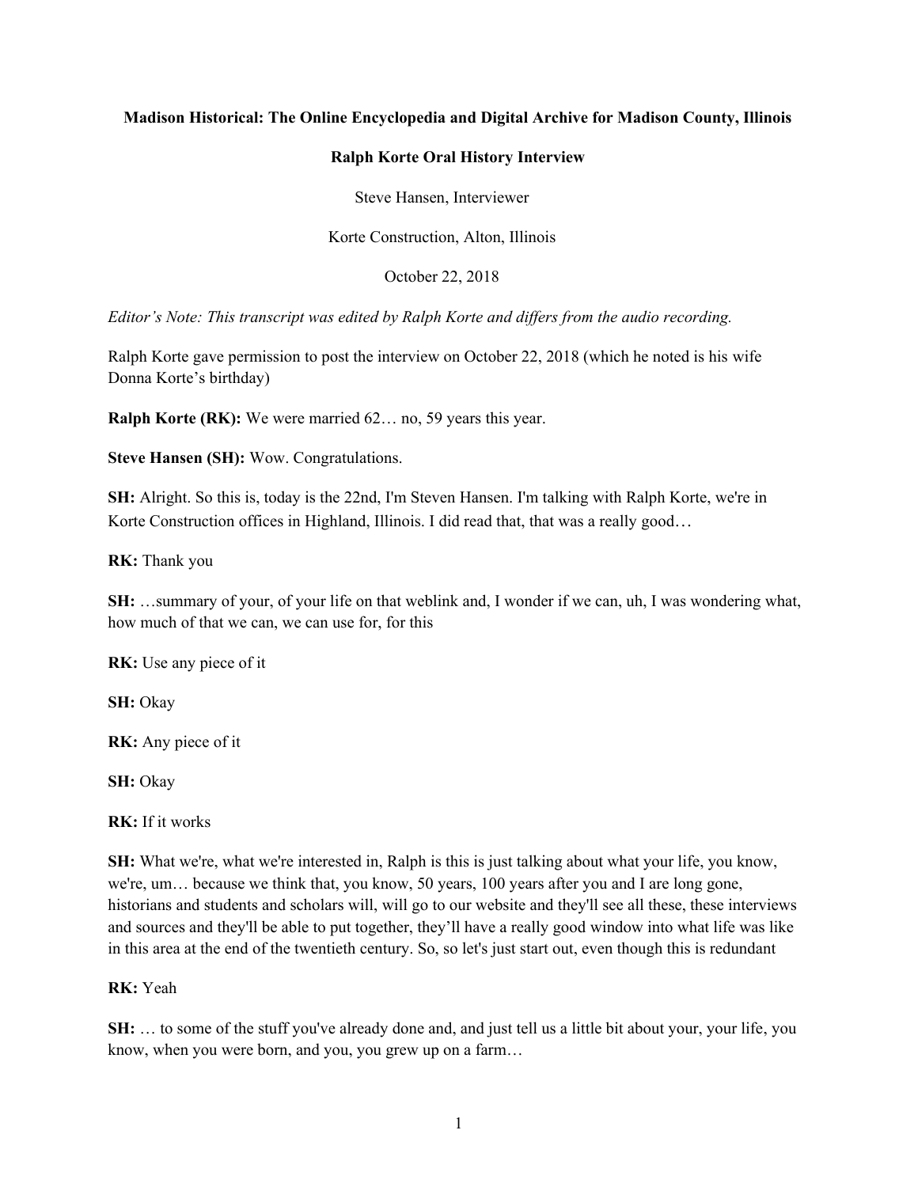**Madison Historical: The Online Encyclopedia and Digital Archive for Madison County, Illinois**

**Ralph Korte Oral History Interview**

Steve Hansen, Interviewer

Korte Construction, Alton, Illinois

October 22, 2018

*Editor's Note: This transcript was edited by Ralph Korte and differs from the audio recording.*

Ralph Korte gave permission to post the interview on October 22, 2018 (which he noted is his wife Donna Korte's birthday)

**Ralph Korte (RK):** We were married 62… no, 59 years this year.

**Steve Hansen (SH):** Wow. Congratulations.

**SH:** Alright. So this is, today is the 22nd, I'm Steven Hansen. I'm talking with Ralph Korte, we're in Korte Construction offices in Highland, Illinois. I did read that, that was a really good…

**RK:** Thank you

**SH:** …summary of your, of your life on that weblink and, I wonder if we can, uh, I was wondering what, how much of that we can, we can use for, for this

**RK:** Use any piece of it

**SH:** Okay

**RK:** Any piece of it

**SH:** Okay

**RK:** If it works

**SH:** What we're, what we're interested in, Ralph is this is just talking about what your life, you know, we're, um… because we think that, you know, 50 years, 100 years after you and I are long gone, historians and students and scholars will, will go to our website and they'll see all these, these interviews and sources and they'll be able to put together, they'll have a really good window into what life was like in this area at the end of the twentieth century. So, so let's just start out, even though this is redundant

**RK:** Yeah

**SH:** … to some of the stuff you've already done and, and just tell us a little bit about your, your life, you know, when you were born, and you, you grew up on a farm…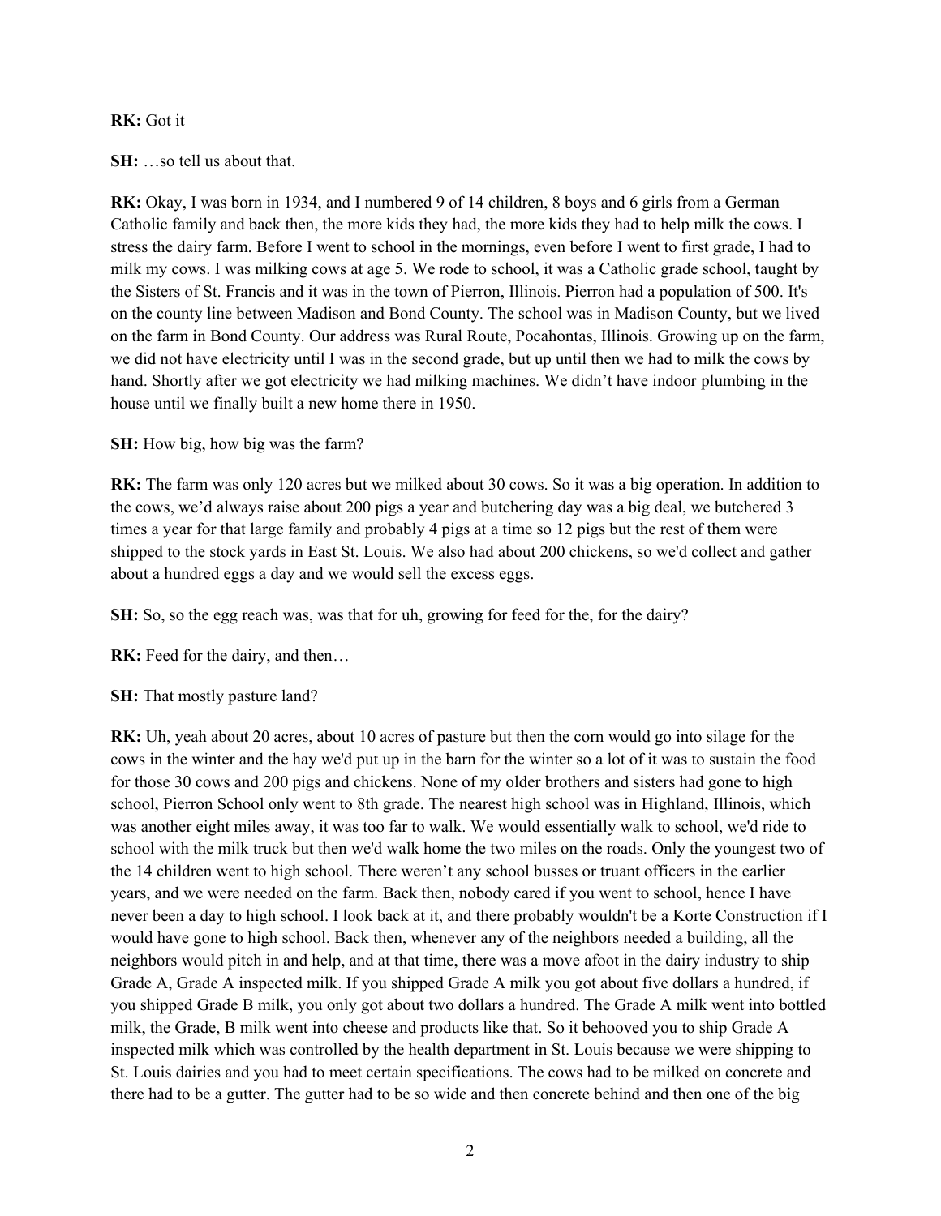**RK:** Got it

**SH:** …so tell us about that.

**RK:** Okay, I was born in 1934, and I numbered 9 of 14 children, 8 boys and 6 girls from a German Catholic family and back then, the more kids they had, the more kids they had to help milk the cows. I stress the dairy farm. Before I went to school in the mornings, even before I went to first grade, I had to milk my cows. I was milking cows at age 5. We rode to school, it was a Catholic grade school, taught by the Sisters of St. Francis and it was in the town of Pierron, Illinois. Pierron had a population of 500. It's on the county line between Madison and Bond County. The school was in Madison County, but we lived on the farm in Bond County. Our address was Rural Route, Pocahontas, Illinois. Growing up on the farm, we did not have electricity until I was in the second grade, but up until then we had to milk the cows by hand. Shortly after we got electricity we had milking machines. We didn't have indoor plumbing in the house until we finally built a new home there in 1950.

**SH:** How big, how big was the farm?

**RK:** The farm was only 120 acres but we milked about 30 cows. So it was a big operation. In addition to the cows, we'd always raise about 200 pigs a year and butchering day was a big deal, we butchered 3 times a year for that large family and probably 4 pigs at a time so 12 pigs but the rest of them were shipped to the stock yards in East St. Louis. We also had about 200 chickens, so we'd collect and gather about a hundred eggs a day and we would sell the excess eggs.

**SH:** So, so the egg reach was, was that for uh, growing for feed for the, for the dairy?

**RK:** Feed for the dairy, and then…

**SH:** That mostly pasture land?

**RK:** Uh, yeah about 20 acres, about 10 acres of pasture but then the corn would go into silage for the cows in the winter and the hay we'd put up in the barn for the winter so a lot of it was to sustain the food for those 30 cows and 200 pigs and chickens. None of my older brothers and sisters had gone to high school, Pierron School only went to 8th grade. The nearest high school was in Highland, Illinois, which was another eight miles away, it was too far to walk. We would essentially walk to school, we'd ride to school with the milk truck but then we'd walk home the two miles on the roads. Only the youngest two of the 14 children went to high school. There weren't any school busses or truant officers in the earlier years, and we were needed on the farm. Back then, nobody cared if you went to school, hence I have never been a day to high school. I look back at it, and there probably wouldn't be a Korte Construction if I would have gone to high school. Back then, whenever any of the neighbors needed a building, all the neighbors would pitch in and help, and at that time, there was a move afoot in the dairy industry to ship Grade A, Grade A inspected milk. If you shipped Grade A milk you got about five dollars a hundred, if you shipped Grade B milk, you only got about two dollars a hundred. The Grade A milk went into bottled milk, the Grade, B milk went into cheese and products like that. So it behooved you to ship Grade A inspected milk which was controlled by the health department in St. Louis because we were shipping to St. Louis dairies and you had to meet certain specifications. The cows had to be milked on concrete and there had to be a gutter. The gutter had to be so wide and then concrete behind and then one of the big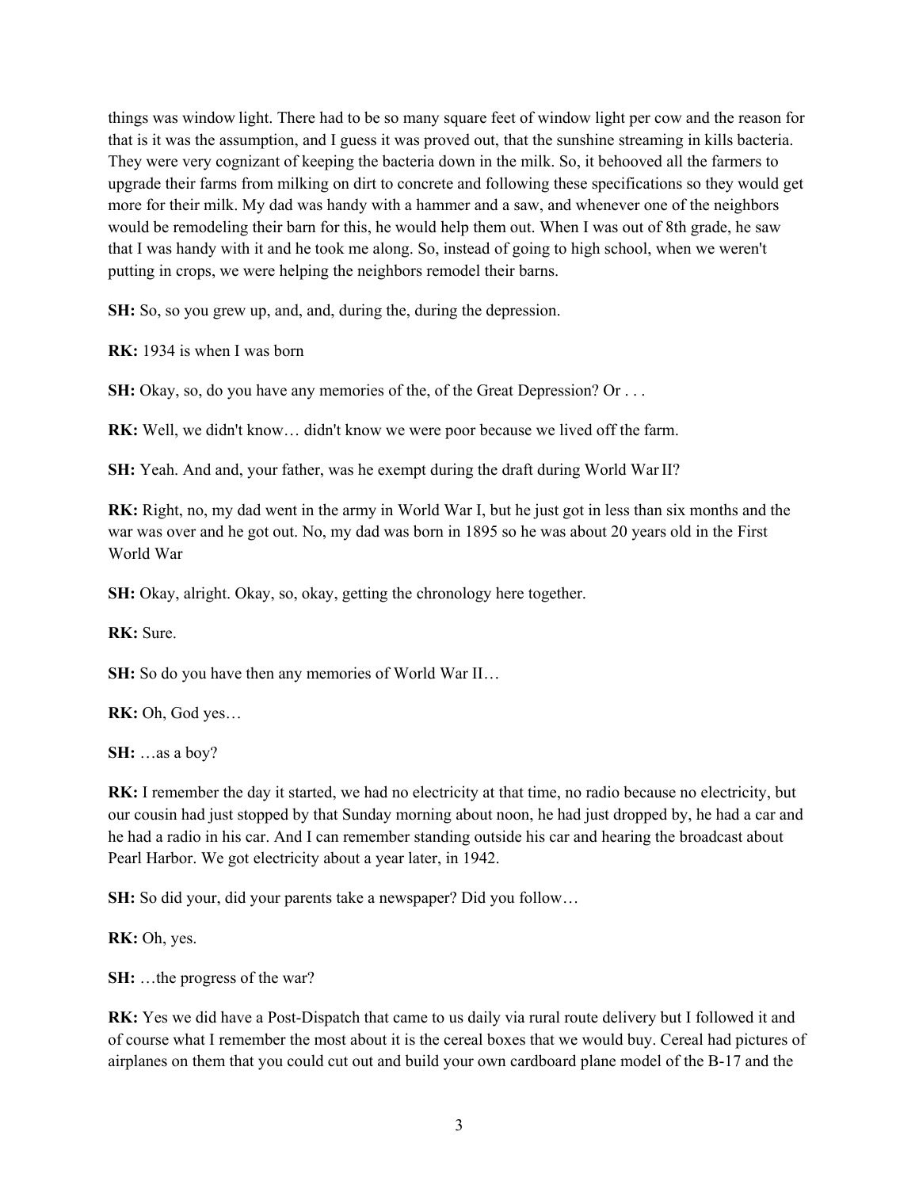things was window light. There had to be so many square feet of window light per cow and the reason for that is it was the assumption, and I guess it was proved out, that the sunshine streaming in kills bacteria. They were very cognizant of keeping the bacteria down in the milk. So, it behooved all the farmers to upgrade their farms from milking on dirt to concrete and following these specifications so they would get more for their milk. My dad was handy with a hammer and a saw, and whenever one of the neighbors would be remodeling their barn for this, he would help them out. When I was out of 8th grade, he saw that I was handy with it and he took me along. So, instead of going to high school, when we weren't putting in crops, we were helping the neighbors remodel their barns.

**SH:** So, so you grew up, and, and, during the, during the depression.

**RK:** 1934 is when I was born

**SH:** Okay, so, do you have any memories of the, of the Great Depression? Or . . .

**RK:** Well, we didn't know… didn't know we were poor because we lived off the farm.

**SH:** Yeah. And and, your father, was he exempt during the draft during World War II?

**RK:** Right, no, my dad went in the army in World War I, but he just got in less than six months and the war was over and he got out. No, my dad was born in 1895 so he was about 20 years old in the First World War

**SH:** Okay, alright. Okay, so, okay, getting the chronology here together.

**RK:** Sure.

**SH:** So do you have then any memories of World War II…

**RK:** Oh, God yes…

**SH:** …as a boy?

**RK:** I remember the day it started, we had no electricity at that time, no radio because no electricity, but our cousin had just stopped by that Sunday morning about noon, he had just dropped by, he had a car and he had a radio in his car. And I can remember standing outside his car and hearing the broadcast about Pearl Harbor. We got electricity about a year later, in 1942.

**SH:** So did your, did your parents take a newspaper? Did you follow…

**RK:** Oh, yes.

**SH:** …the progress of the war?

**RK:** Yes we did have a Post-Dispatch that came to us daily via rural route delivery but I followed it and of course what I remember the most about it is the cereal boxes that we would buy. Cereal had pictures of airplanes on them that you could cut out and build your own cardboard plane model of the B-17 and the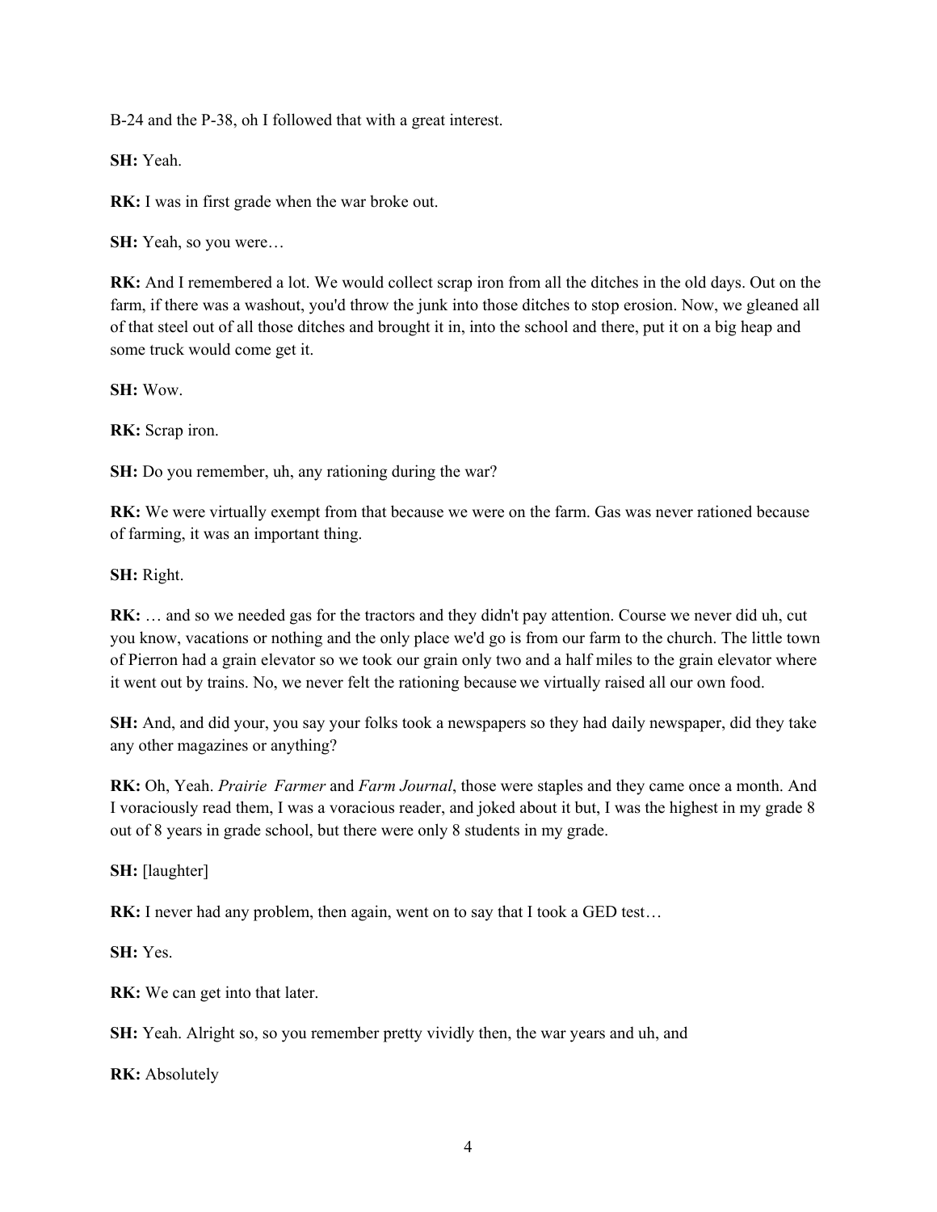B-24 and the P-38, oh I followed that with a great interest.

**SH:** Yeah.

**RK:** I was in first grade when the war broke out.

**SH:** Yeah, so you were…

**RK:** And I remembered a lot. We would collect scrap iron from all the ditches in the old days. Out on the farm, if there was a washout, you'd throw the junk into those ditches to stop erosion. Now, we gleaned all of that steel out of all those ditches and brought it in, into the school and there, put it on a big heap and some truck would come get it.

**SH:** Wow.

**RK:** Scrap iron.

**SH:** Do you remember, uh, any rationing during the war?

**RK:** We were virtually exempt from that because we were on the farm. Gas was never rationed because of farming, it was an important thing.

**SH:** Right.

**RK:** … and so we needed gas for the tractors and they didn't pay attention. Course we never did uh, cut you know, vacations or nothing and the only place we'd go is from our farm to the church. The little town of Pierron had a grain elevator so we took our grain only two and a half miles to the grain elevator where it went out by trains. No, we never felt the rationing because we virtually raised all our own food.

**SH:** And, and did your, you say your folks took a newspapers so they had daily newspaper, did they take any other magazines or anything?

**RK:** Oh, Yeah. *Prairie Farmer* and *Farm Journal*, those were staples and they came once a month. And I voraciously read them, I was a voracious reader, and joked about it but, I was the highest in my grade 8 out of 8 years in grade school, but there were only 8 students in my grade.

**SH:** [laughter]

**RK:** I never had any problem, then again, went on to say that I took a GED test…

**SH:** Yes.

**RK:** We can get into that later.

**SH:** Yeah. Alright so, so you remember pretty vividly then, the war years and uh, and

**RK:** Absolutely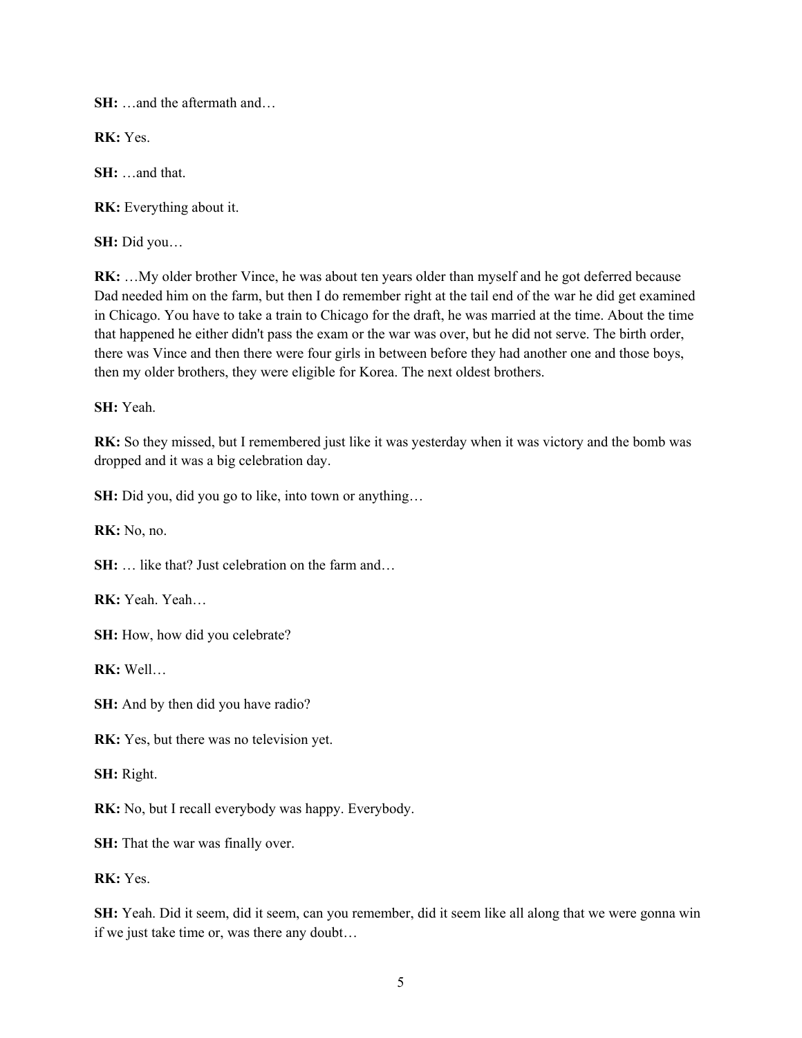**SH:** …and the aftermath and…

**RK:** Yes.

**SH:** …and that.

**RK:** Everything about it.

**SH:** Did you…

**RK:** …My older brother Vince, he was about ten years older than myself and he got deferred because Dad needed him on the farm, but then I do remember right at the tail end of the war he did get examined in Chicago. You have to take a train to Chicago for the draft, he was married at the time. About the time that happened he either didn't pass the exam or the war was over, but he did not serve. The birth order, there was Vince and then there were four girls in between before they had another one and those boys, then my older brothers, they were eligible for Korea. The next oldest brothers.

**SH:** Yeah.

**RK:** So they missed, but I remembered just like it was yesterday when it was victory and the bomb was dropped and it was a big celebration day.

**SH:** Did you, did you go to like, into town or anything…

**RK:** No, no.

**SH:** … like that? Just celebration on the farm and…

**RK:** Yeah. Yeah…

**SH:** How, how did you celebrate?

**RK:** Well…

**SH:** And by then did you have radio?

**RK:** Yes, but there was no television yet.

**SH:** Right.

**RK:** No, but I recall everybody was happy. Everybody.

**SH:** That the war was finally over.

**RK:** Yes.

**SH:** Yeah. Did it seem, did it seem, can you remember, did it seem like all along that we were gonna win if we just take time or, was there any doubt…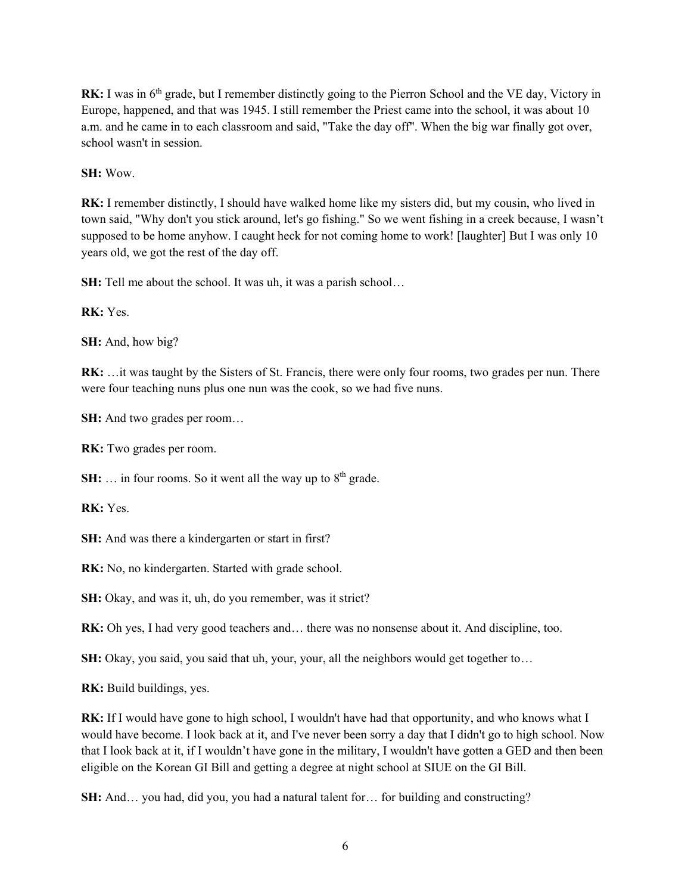**RK:** I was in 6th grade, but I remember distinctly going to the Pierron School and the VE day, Victory in Europe, happened, and that was 1945. I still remember the Priest came into the school, it was about 10 a.m. and he came in to each classroom and said, "Take the day off". When the big war finally got over, school wasn't in session.

**SH:** Wow.

**RK:** I remember distinctly, I should have walked home like my sisters did, but my cousin, who lived in town said, "Why don't you stick around, let's go fishing." So we went fishing in a creek because, I wasn't supposed to be home anyhow. I caught heck for not coming home to work! [laughter] But I was only 10 years old, we got the rest of the day off.

**SH:** Tell me about the school. It was uh, it was a parish school…

**RK:** Yes.

**SH:** And, how big?

**RK:** …it was taught by the Sisters of St. Francis, there were only four rooms, two grades per nun. There were four teaching nuns plus one nun was the cook, so we had five nuns.

**SH:** And two grades per room…

**RK:** Two grades per room.

**SH:** … in four rooms. So it went all the way up to 8th grade.

**RK:** Yes.

**SH:** And was there a kindergarten or start in first?

**RK:** No, no kindergarten. Started with grade school.

**SH:** Okay, and was it, uh, do you remember, was it strict?

**RK:** Oh yes, I had very good teachers and… there was no nonsense about it. And discipline, too.

**SH:** Okay, you said, you said that uh, your, your, all the neighbors would get together to…

**RK:** Build buildings, yes.

**RK:** If I would have gone to high school, I wouldn't have had that opportunity, and who knows what I would have become. I look back at it, and I've never been sorry a day that I didn't go to high school. Now that I look back at it, if I wouldn't have gone in the military, I wouldn't have gotten a GED and then been eligible on the Korean GI Bill and getting a degree at night school at SIUE on the GI Bill.

**SH:** And… you had, did you, you had a natural talent for… for building and constructing?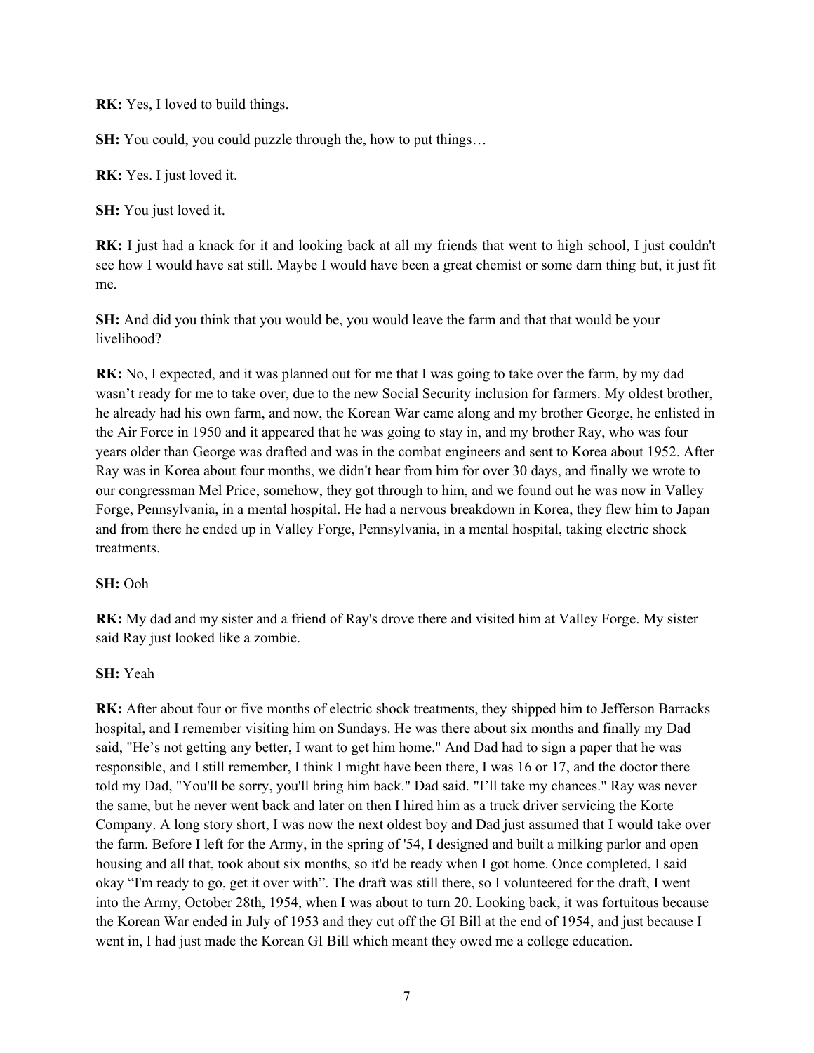**RK:** Yes, I loved to build things.

**SH:** You could, you could puzzle through the, how to put things…

**RK:** Yes. I just loved it.

**SH:** You just loved it.

**RK:** I just had a knack for it and looking back at all my friends that went to high school, I just couldn't see how I would have sat still. Maybe I would have been a great chemist or some darn thing but, it just fit me.

**SH:** And did you think that you would be, you would leave the farm and that that would be your livelihood?

**RK:** No, I expected, and it was planned out for me that I was going to take over the farm, by my dad wasn't ready for me to take over, due to the new Social Security inclusion for farmers. My oldest brother, he already had his own farm, and now, the Korean War came along and my brother George, he enlisted in the Air Force in 1950 and it appeared that he was going to stay in, and my brother Ray, who was four years older than George was drafted and was in the combat engineers and sent to Korea about 1952. After Ray was in Korea about four months, we didn't hear from him for over 30 days, and finally we wrote to our congressman Mel Price, somehow, they got through to him, and we found out he was now in Valley Forge, Pennsylvania, in a mental hospital. He had a nervous breakdown in Korea, they flew him to Japan and from there he ended up in Valley Forge, Pennsylvania, in a mental hospital, taking electric shock treatments.

**SH:** Ooh

**RK:** My dad and my sister and a friend of Ray's drove there and visited him at Valley Forge. My sister said Ray just looked like a zombie.

**SH:** Yeah

**RK:** After about four or five months of electric shock treatments, they shipped him to Jefferson Barracks hospital, and I remember visiting him on Sundays. He was there about six months and finally my Dad said, "He's not getting any better, I want to get him home." And Dad had to sign a paper that he was responsible, and I still remember, I think I might have been there, I was 16 or 17, and the doctor there told my Dad, "You'll be sorry, you'll bring him back." Dad said. "I'll take my chances." Ray was never the same, but he never went back and later on then I hired him as a truck driver servicing the Korte Company. A long story short, I was now the next oldest boy and Dad just assumed that I would take over the farm. Before I left for the Army, in the spring of '54, I designed and built a milking parlor and open housing and all that, took about six months, so it'd be ready when I got home. Once completed, I said okay "I'm ready to go, get it over with". The draft was still there, so I volunteered for the draft, I went into the Army, October 28th, 1954, when I was about to turn 20. Looking back, it was fortuitous because the Korean War ended in July of 1953 and they cut off the GI Bill at the end of 1954, and just because I went in, I had just made the Korean GI Bill which meant they owed me a college education.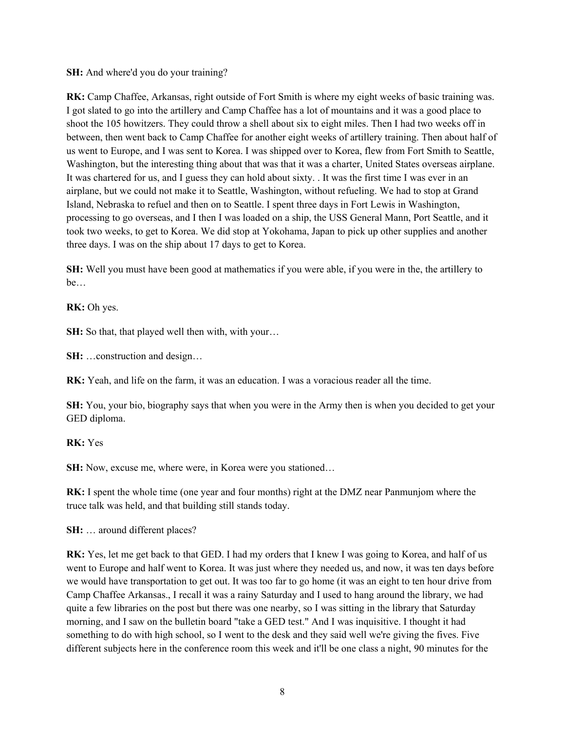**SH:** And where'd you do your training?

**RK:** Camp Chaffee, Arkansas, right outside of Fort Smith is where my eight weeks of basic training was. I got slated to go into the artillery and Camp Chaffee has a lot of mountains and it was a good place to shoot the 105 howitzers. They could throw a shell about six to eight miles. Then I had two weeks off in between, then went back to Camp Chaffee for another eight weeks of artillery training. Then about half of us went to Europe, and I was sent to Korea. I was shipped over to Korea, flew from Fort Smith to Seattle, Washington, but the interesting thing about that was that it was a charter, United States overseas airplane. It was chartered for us, and I guess they can hold about sixty. . It was the first time I was ever in an airplane, but we could not make it to Seattle, Washington, without refueling. We had to stop at Grand Island, Nebraska to refuel and then on to Seattle. I spent three days in Fort Lewis in Washington, processing to go overseas, and I then I was loaded on a ship, the USS General Mann, Port Seattle, and it took two weeks, to get to Korea. We did stop at Yokohama, Japan to pick up other supplies and another three days. I was on the ship about 17 days to get to Korea.

**SH:** Well you must have been good at mathematics if you were able, if you were in the, the artillery to be…

**RK:** Oh yes.

**SH:** So that, that played well then with, with your…

**SH:** …construction and design…

**RK:** Yeah, and life on the farm, it was an education. I was a voracious reader all the time.

**SH:** You, your bio, biography says that when you were in the Army then is when you decided to get your GED diploma.

**RK:** Yes

**SH:** Now, excuse me, where were, in Korea were you stationed…

**RK:** I spent the whole time (one year and four months) right at the DMZ near Panmunjom where the truce talk was held, and that building still stands today.

**SH:** … around different places?

**RK:** Yes, let me get back to that GED. I had my orders that I knew I was going to Korea, and half of us went to Europe and half went to Korea. It was just where they needed us, and now, it was ten days before we would have transportation to get out. It was too far to go home (it was an eight to ten hour drive from Camp Chaffee Arkansas., I recall it was a rainy Saturday and I used to hang around the library, we had quite a few libraries on the post but there was one nearby, so I was sitting in the library that Saturday morning, and I saw on the bulletin board "take a GED test." And I was inquisitive. I thought it had something to do with high school, so I went to the desk and they said well we're giving the fives. Five different subjects here in the conference room this week and it'll be one class a night, 90 minutes for the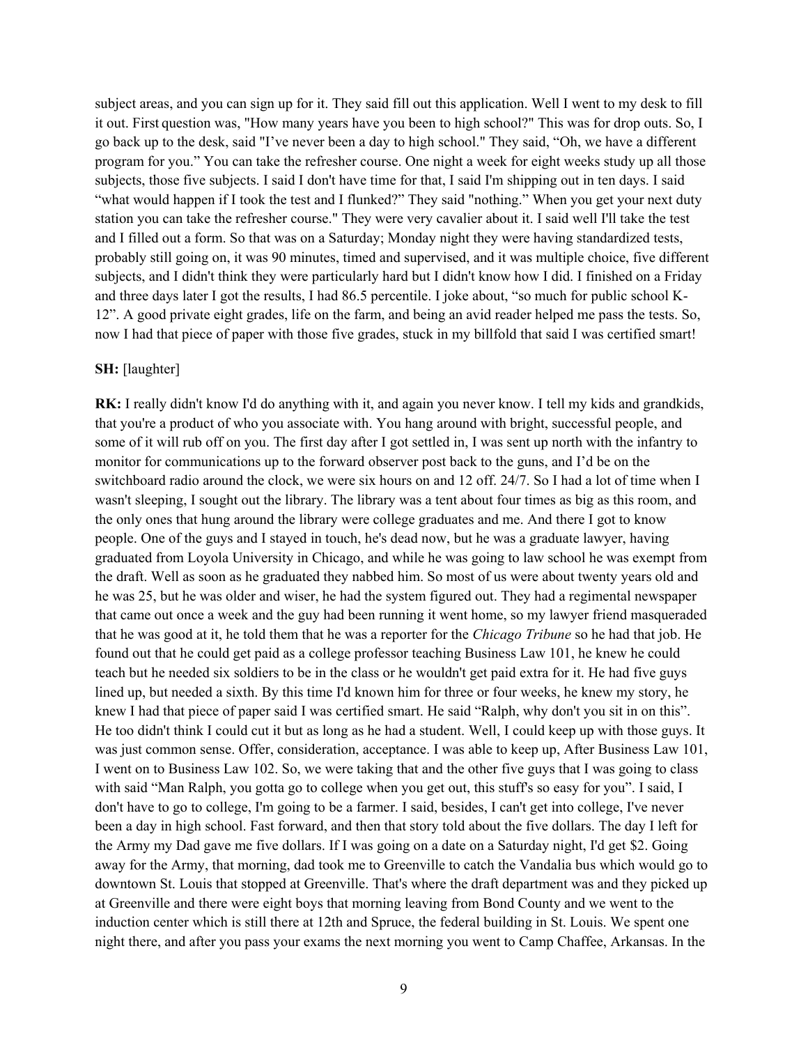subject areas, and you can sign up for it. They said fill out this application. Well I went to my desk to fill it out. First question was, "How many years have you been to high school?" This was for drop outs. So, I go back up to the desk, said "I've never been a day to high school." They said, "Oh, we have a different program for you." You can take the refresher course. One night a week for eight weeks study up all those subjects, those five subjects. I said I don't have time for that, I said I'm shipping out in ten days. I said "what would happen if I took the test and I flunked?" They said "nothing." When you get your next duty station you can take the refresher course." They were very cavalier about it. I said well I'll take the test and I filled out a form. So that was on a Saturday; Monday night they were having standardized tests, probably still going on, it was 90 minutes, timed and supervised, and it was multiple choice, five different subjects, and I didn't think they were particularly hard but I didn't know how I did. I finished on a Friday and three days later I got the results, I had 86.5 percentile. I joke about, "so much for public school K-12". A good private eight grades, life on the farm, and being an avid reader helped me pass the tests. So, now I had that piece of paper with those five grades, stuck in my billfold that said I was certified smart!

**SH:** [laughter]

**RK:** I really didn't know I'd do anything with it, and again you never know. I tell my kids and grandkids, that you're a product of who you associate with. You hang around with bright, successful people, and some of it will rub off on you. The first day after I got settled in, I was sent up north with the infantry to monitor for communications up to the forward observer post back to the guns, and I'd be on the switchboard radio around the clock, we were six hours on and 12 off. 24/7. So I had a lot of time when I wasn't sleeping, I sought out the library. The library was a tent about four times as big as this room, and the only ones that hung around the library were college graduates and me. And there I got to know people. One of the guys and I stayed in touch, he's dead now, but he was a graduate lawyer, having graduated from Loyola University in Chicago, and while he was going to law school he was exempt from the draft. Well as soon as he graduated they nabbed him. So most of us were about twenty years old and he was 25, but he was older and wiser, he had the system figured out. They had a regimental newspaper that came out once a week and the guy had been running it went home, so my lawyer friend masqueraded that he was good at it, he told them that he was a reporter for the *Chicago Tribune* so he had that job. He found out that he could get paid as a college professor teaching Business Law 101, he knew he could teach but he needed six soldiers to be in the class or he wouldn't get paid extra for it. He had five guys lined up, but needed a sixth. By this time I'd known him for three or four weeks, he knew my story, he knew I had that piece of paper said I was certified smart. He said "Ralph, why don't you sit in on this". He too didn't think I could cut it but as long as he had a student. Well, I could keep up with those guys. It was just common sense. Offer, consideration, acceptance. I was able to keep up, After Business Law 101, I went on to Business Law 102. So, we were taking that and the other five guys that I was going to class with said "Man Ralph, you gotta go to college when you get out, this stuff's so easy for you". I said, I don't have to go to college, I'm going to be a farmer. I said, besides, I can't get into college, I've never been a day in high school. Fast forward, and then that story told about the five dollars. The day I left for the Army my Dad gave me five dollars. If I was going on a date on a Saturday night, I'd get $2. Going away for the Army, that morning, dad took me to Greenville to catch the Vandalia bus which would go to downtown St. Louis that stopped at Greenville. That's where the draft department was and they picked up at Greenville and there were eight boys that morning leaving from Bond County and we went to the induction center which is still there at 12th and Spruce, the federal building in St. Louis. We spent one night there, and after you pass your exams the next morning you went to Camp Chaffee, Arkansas. In the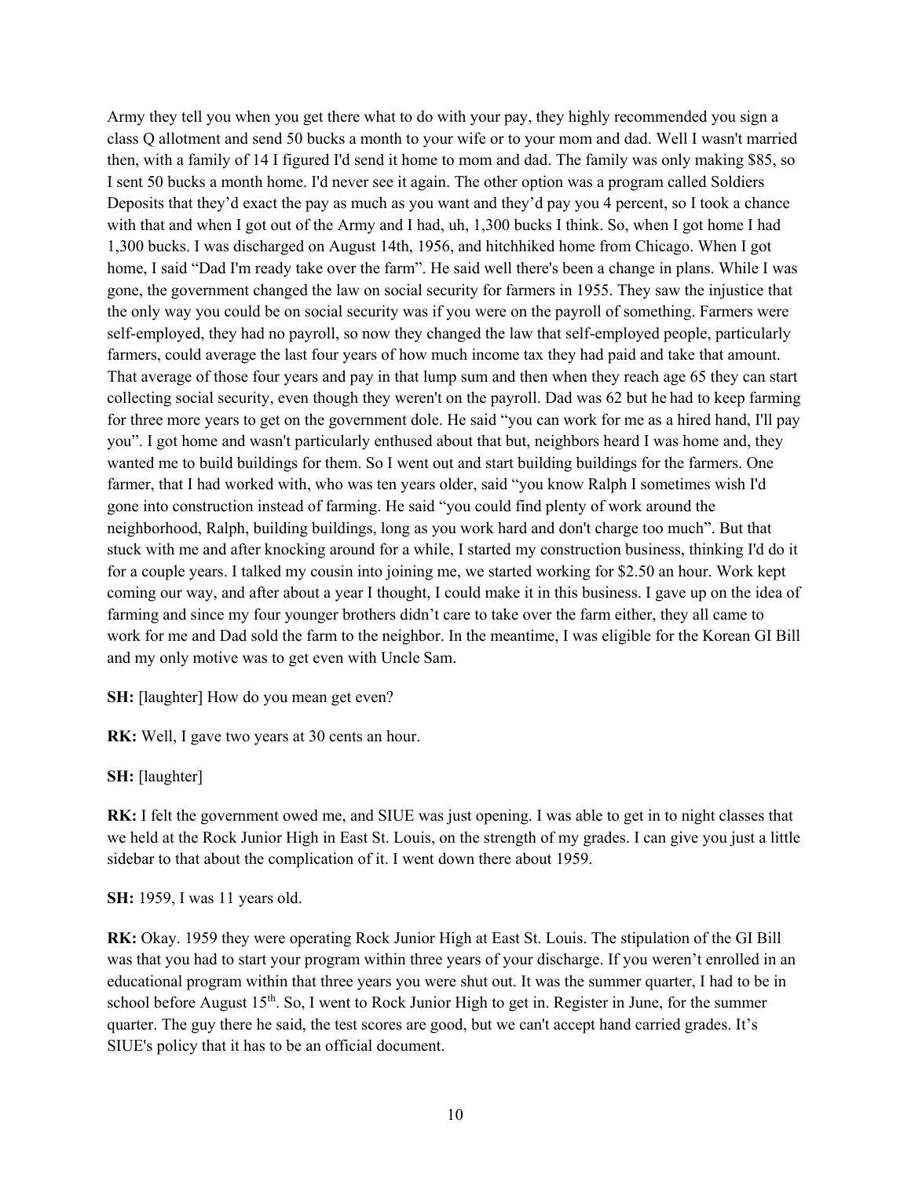Army they tell you when you get there what to do with your pay, they highly recommended you sign a class Q allotment and send 50 bucks a month to your wife or to your mom and dad. Well I wasn't married then, with a family of 14 I figured I'd send it home to mom and dad. The family was only making $85, so I sent 50 bucks a month home. I'd never see it again. The other option was a program called Soldiers Deposits that they'd exact the pay as much as you want and they'd pay you 4 percent, so I took a chance with that and when I got out of the Army and I had, uh, 1,300 bucks I think. So, when I got home I had 1,300 bucks. I was discharged on August 14th, 1956, and hitchhiked home from Chicago. When I got home, I said "Dad I'm ready take over the farm". He said well there's been a change in plans. While I was gone, the government changed the law on social security for farmers in 1955. They saw the injustice that the only way you could be on social security was if you were on the payroll of something. Farmers were self-employed, they had no payroll, so now they changed the law that self-employed people, particularly farmers, could average the last four years of how much income tax they had paid and take that amount. That average of those four years and pay in that lump sum and then when they reach age 65 they can start collecting social security, even though they weren't on the payroll. Dad was 62 but he had to keep farming for three more years to get on the government dole. He said "you can work for me as a hired hand, I'll pay you". I got home and wasn't particularly enthused about that but, neighbors heard I was home and, they wanted me to build buildings for them. So I went out and start building buildings for the farmers. One farmer, that I had worked with, who was ten years older, said "you know Ralph I sometimes wish I'd gone into construction instead of farming. He said "you could find plenty of work around the neighborhood, Ralph, building buildings, long as you work hard and don't charge too much". But that stuck with me and after knocking around for a while, I started my construction business, thinking I'd do it for a couple years. I talked my cousin into joining me, we started working for $2.50 an hour. Work kept coming our way, and after about a year I thought, I could make it in this business. I gave up on the idea of farming and since my four younger brothers didn't care to take over the farm either, they all came to work for me and Dad sold the farm to the neighbor. In the meantime, I was eligible for the Korean GI Bill and my only motive was to get even with Uncle Sam.

**SH:** [laughter] How do you mean get even?

**RK:** Well, I gave two years at 30 cents an hour.

**SH:** [laughter]

**RK:** I felt the government owed me, and SIUE was just opening. I was able to get in to night classes that we held at the Rock Junior High in East St. Louis, on the strength of my grades. I can give you just a little sidebar to that about the complication of it. I went down there about 1959.

**SH:** 1959, I was 11 years old.

**RK:** Okay. 1959 they were operating Rock Junior High at East St. Louis. The stipulation of the GI Bill was that you had to start your program within three years of your discharge. If you weren't enrolled in an educational program within that three years you were shut out. It was the summer quarter, I had to be in school before August 15th. So, I went to Rock Junior High to get in. Register in June, for the summer quarter. The guy there he said, the test scores are good, but we can't accept hand carried grades. It's SIUE's policy that it has to be an official document.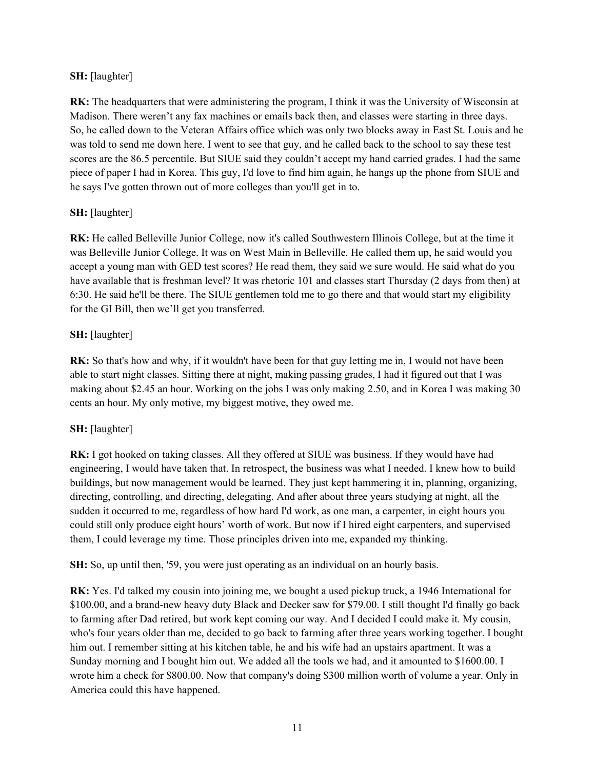**SH:** [laughter]

**RK:** The headquarters that were administering the program, I think it was the University of Wisconsin at Madison. There weren't any fax machines or emails back then, and classes were starting in three days. So, he called down to the Veteran Affairs office which was only two blocks away in East St. Louis and he was told to send me down here. I went to see that guy, and he called back to the school to say these test scores are the 86.5 percentile. But SIUE said they couldn't accept my hand carried grades. I had the same piece of paper I had in Korea. This guy, I'd love to find him again, he hangs up the phone from SIUE and he says I've gotten thrown out of more colleges than you'll get in to.

**SH:** [laughter]

**RK:** He called Belleville Junior College, now it's called Southwestern Illinois College, but at the time it was Belleville Junior College. It was on West Main in Belleville. He called them up, he said would you accept a young man with GED test scores? He read them, they said we sure would. He said what do you have available that is freshman level? It was rhetoric 101 and classes start Thursday (2 days from then) at 6:30. He said he'll be there. The SIUE gentlemen told me to go there and that would start my eligibility for the GI Bill, then we'll get you transferred.

**SH:** [laughter]

**RK:** So that's how and why, if it wouldn't have been for that guy letting me in, I would not have been able to start night classes. Sitting there at night, making passing grades, I had it figured out that I was making about $2.45 an hour. Working on the jobs I was only making 2.50, and in Korea I was making 30 cents an hour. My only motive, my biggest motive, they owed me.

**SH:** [laughter]

**RK:** I got hooked on taking classes. All they offered at SIUE was business. If they would have had engineering, I would have taken that. In retrospect, the business was what I needed. I knew how to build buildings, but now management would be learned. They just kept hammering it in, planning, organizing, directing, controlling, and directing, delegating. And after about three years studying at night, all the sudden it occurred to me, regardless of how hard I'd work, as one man, a carpenter, in eight hours you could still only produce eight hours' worth of work. But now if I hired eight carpenters, and supervised them, I could leverage my time. Those principles driven into me, expanded my thinking.

**SH:** So, up until then, '59, you were just operating as an individual on an hourly basis.

**RK:** Yes. I'd talked my cousin into joining me, we bought a used pickup truck, a 1946 International for $100.00, and a brand-new heavy duty Black and Decker saw for $79.00. I still thought I'd finally go back to farming after Dad retired, but work kept coming our way. And I decided I could make it. My cousin, who's four years older than me, decided to go back to farming after three years working together. I bought him out. I remember sitting at his kitchen table, he and his wife had an upstairs apartment. It was a Sunday morning and I bought him out. We added all the tools we had, and it amounted to $1600.00. I wrote him a check for $800.00. Now that company's doing $300 million worth of volume a year. Only in America could this have happened.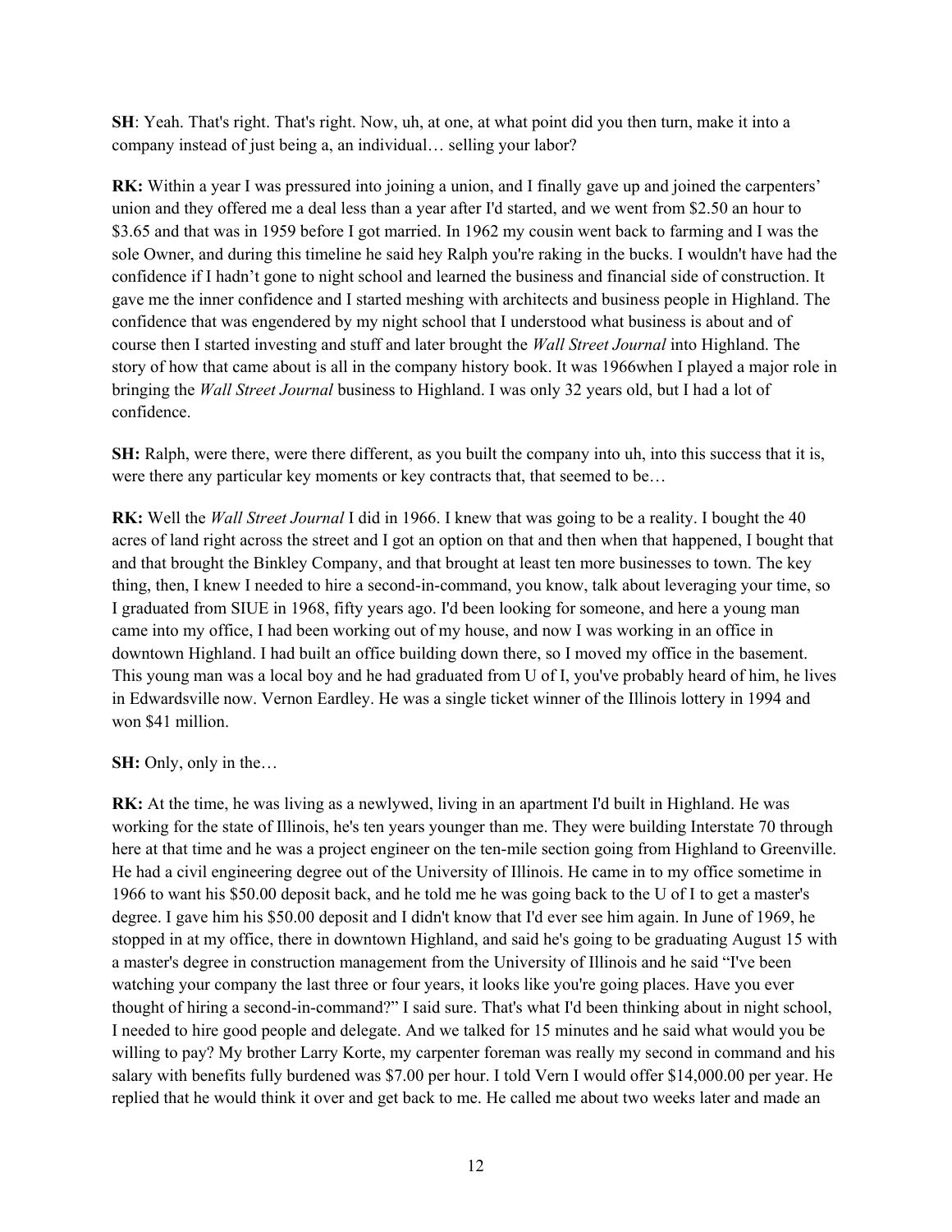**SH**: Yeah. That's right. That's right. Now, uh, at one, at what point did you then turn, make it into a company instead of just being a, an individual… selling your labor?

**RK:** Within a year I was pressured into joining a union, and I finally gave up and joined the carpenters' union and they offered me a deal less than a year after I'd started, and we went from $2.50 an hour to $3.65 and that was in 1959 before I got married. In 1962 my cousin went back to farming and I was the sole Owner, and during this timeline he said hey Ralph you're raking in the bucks. I wouldn't have had the confidence if I hadn't gone to night school and learned the business and financial side of construction. It gave me the inner confidence and I started meshing with architects and business people in Highland. The confidence that was engendered by my night school that I understood what business is about and of course then I started investing and stuff and later brought the *Wall Street Journal* into Highland. The story of how that came about is all in the company history book. It was 1966when I played a major role in bringing the *Wall Street Journal* business to Highland. I was only 32 years old, but I had a lot of confidence.

**SH:** Ralph, were there, were there different, as you built the company into uh, into this success that it is, were there any particular key moments or key contracts that, that seemed to be…

**RK:** Well the *Wall Street Journal* I did in 1966. I knew that was going to be a reality. I bought the 40 acres of land right across the street and I got an option on that and then when that happened, I bought that and that brought the Binkley Company, and that brought at least ten more businesses to town. The key thing, then, I knew I needed to hire a second-in-command, you know, talk about leveraging your time, so I graduated from SIUE in 1968, fifty years ago. I'd been looking for someone, and here a young man came into my office, I had been working out of my house, and now I was working in an office in downtown Highland. I had built an office building down there, so I moved my office in the basement. This young man was a local boy and he had graduated from U of I, you've probably heard of him, he lives in Edwardsville now. Vernon Eardley. He was a single ticket winner of the Illinois lottery in 1994 and won $41 million.

**SH:** Only, only in the…

**RK:** At the time, he was living as a newlywed, living in an apartment I'd built in Highland. He was working for the state of Illinois, he's ten years younger than me. They were building Interstate 70 through here at that time and he was a project engineer on the ten-mile section going from Highland to Greenville. He had a civil engineering degree out of the University of Illinois. He came in to my office sometime in 1966 to want his $50.00 deposit back, and he told me he was going back to the U of I to get a master's degree. I gave him his $50.00 deposit and I didn't know that I'd ever see him again. In June of 1969, he stopped in at my office, there in downtown Highland, and said he's going to be graduating August 15 with a master's degree in construction management from the University of Illinois and he said "I've been watching your company the last three or four years, it looks like you're going places. Have you ever thought of hiring a second-in-command?" I said sure. That's what I'd been thinking about in night school, I needed to hire good people and delegate. And we talked for 15 minutes and he said what would you be willing to pay? My brother Larry Korte, my carpenter foreman was really my second in command and his salary with benefits fully burdened was $7.00 per hour. I told Vern I would offer $14,000.00 per year. He replied that he would think it over and get back to me. He called me about two weeks later and made an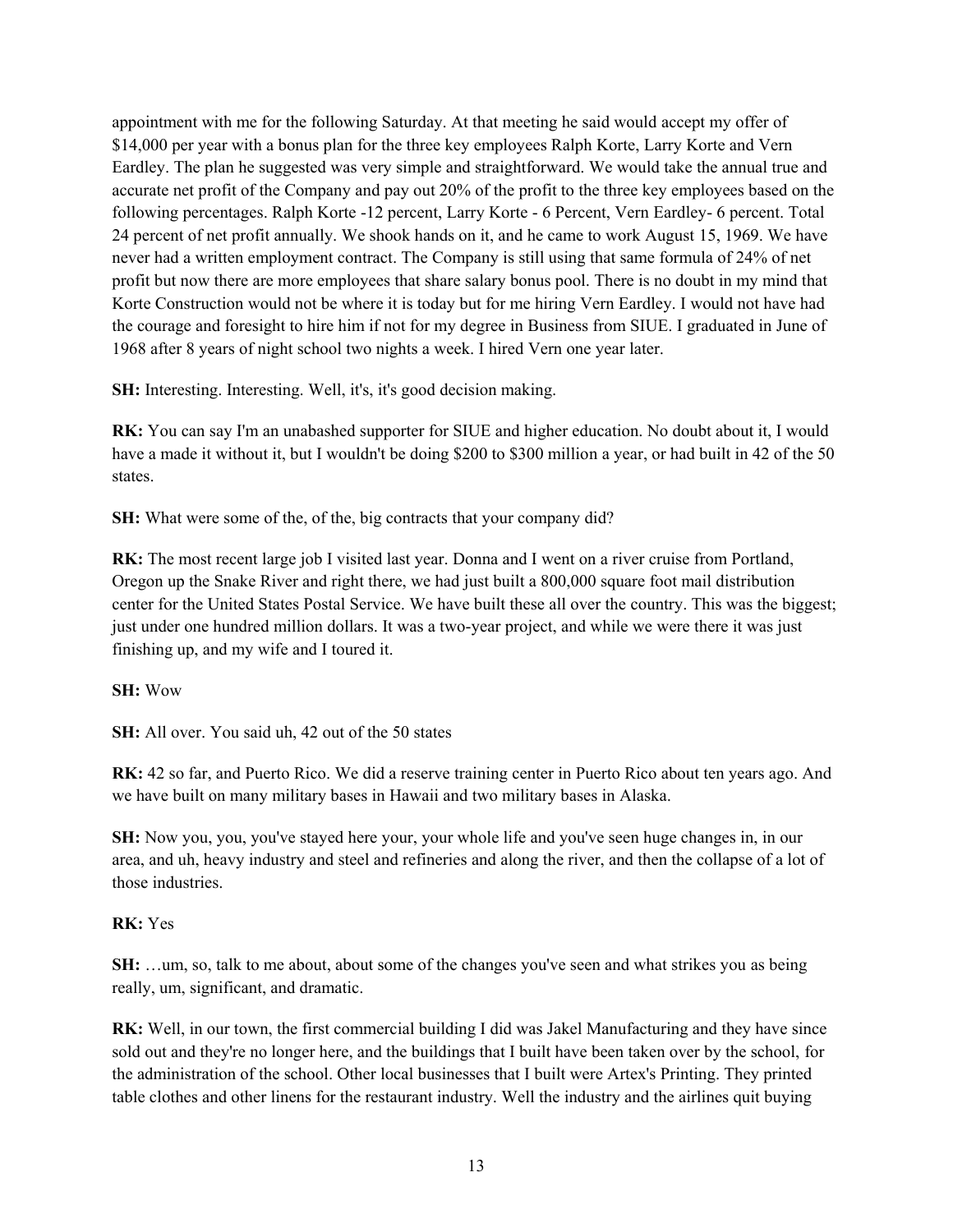appointment with me for the following Saturday. At that meeting he said would accept my offer of $14,000 per year with a bonus plan for the three key employees Ralph Korte, Larry Korte and Vern Eardley. The plan he suggested was very simple and straightforward. We would take the annual true and accurate net profit of the Company and pay out 20% of the profit to the three key employees based on the following percentages. Ralph Korte -12 percent, Larry Korte - 6 Percent, Vern Eardley- 6 percent. Total 24 percent of net profit annually. We shook hands on it, and he came to work August 15, 1969. We have never had a written employment contract. The Company is still using that same formula of 24% of net profit but now there are more employees that share salary bonus pool. There is no doubt in my mind that Korte Construction would not be where it is today but for me hiring Vern Eardley. I would not have had the courage and foresight to hire him if not for my degree in Business from SIUE. I graduated in June of 1968 after 8 years of night school two nights a week. I hired Vern one year later.

**SH:** Interesting. Interesting. Well, it's, it's good decision making.

**RK:** You can say I'm an unabashed supporter for SIUE and higher education. No doubt about it, I would have a made it without it, but I wouldn't be doing $200 to $300 million a year, or had built in 42 of the 50 states.

**SH:** What were some of the, of the, big contracts that your company did?

**RK:** The most recent large job I visited last year. Donna and I went on a river cruise from Portland, Oregon up the Snake River and right there, we had just built a 800,000 square foot mail distribution center for the United States Postal Service. We have built these all over the country. This was the biggest; just under one hundred million dollars. It was a two-year project, and while we were there it was just finishing up, and my wife and I toured it.

**SH:** Wow

**SH:** All over. You said uh, 42 out of the 50 states

**RK:** 42 so far, and Puerto Rico. We did a reserve training center in Puerto Rico about ten years ago. And we have built on many military bases in Hawaii and two military bases in Alaska.

**SH:** Now you, you, you've stayed here your, your whole life and you've seen huge changes in, in our area, and uh, heavy industry and steel and refineries and along the river, and then the collapse of a lot of those industries.

**RK:** Yes

**SH:** …um, so, talk to me about, about some of the changes you've seen and what strikes you as being really, um, significant, and dramatic.

**RK:** Well, in our town, the first commercial building I did was Jakel Manufacturing and they have since sold out and they're no longer here, and the buildings that I built have been taken over by the school, for the administration of the school. Other local businesses that I built were Artex's Printing. They printed table clothes and other linens for the restaurant industry. Well the industry and the airlines quit buying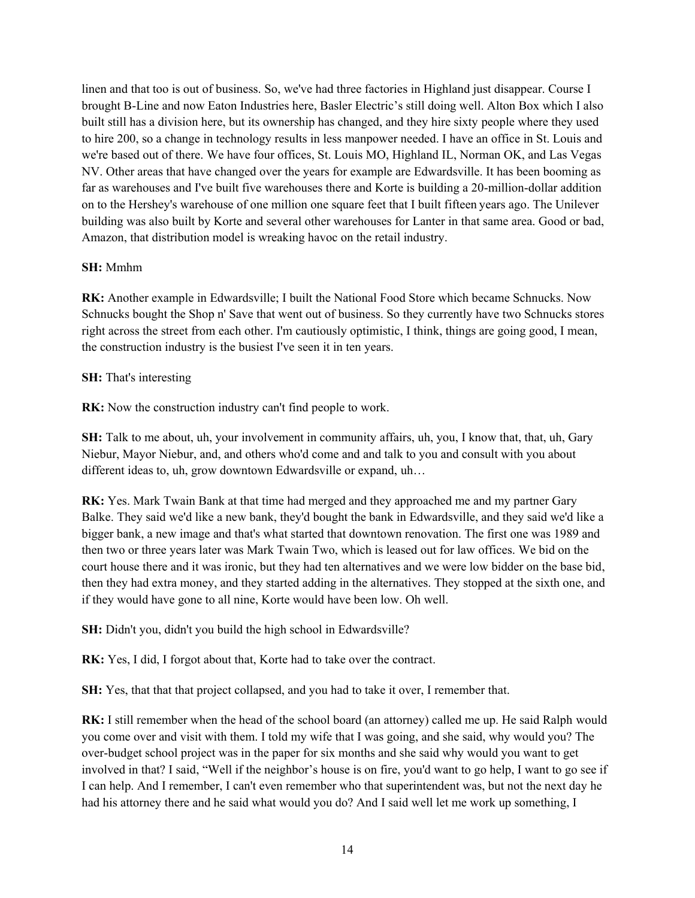linen and that too is out of business. So, we've had three factories in Highland just disappear. Course I brought B-Line and now Eaton Industries here, Basler Electric's still doing well. Alton Box which I also built still has a division here, but its ownership has changed, and they hire sixty people where they used to hire 200, so a change in technology results in less manpower needed. I have an office in St. Louis and we're based out of there. We have four offices, St. Louis MO, Highland IL, Norman OK, and Las Vegas NV. Other areas that have changed over the years for example are Edwardsville. It has been booming as far as warehouses and I've built five warehouses there and Korte is building a 20-million-dollar addition on to the Hershey's warehouse of one million one square feet that I built fifteen years ago. The Unilever building was also built by Korte and several other warehouses for Lanter in that same area. Good or bad, Amazon, that distribution model is wreaking havoc on the retail industry.

**SH:** Mmhm

**RK:** Another example in Edwardsville; I built the National Food Store which became Schnucks. Now Schnucks bought the Shop n' Save that went out of business. So they currently have two Schnucks stores right across the street from each other. I'm cautiously optimistic, I think, things are going good, I mean, the construction industry is the busiest I've seen it in ten years.

**SH:** That's interesting

**RK:** Now the construction industry can't find people to work.

**SH:** Talk to me about, uh, your involvement in community affairs, uh, you, I know that, that, uh, Gary Niebur, Mayor Niebur, and, and others who'd come and and talk to you and consult with you about different ideas to, uh, grow downtown Edwardsville or expand, uh…

**RK:** Yes. Mark Twain Bank at that time had merged and they approached me and my partner Gary Balke. They said we'd like a new bank, they'd bought the bank in Edwardsville, and they said we'd like a bigger bank, a new image and that's what started that downtown renovation. The first one was 1989 and then two or three years later was Mark Twain Two, which is leased out for law offices. We bid on the court house there and it was ironic, but they had ten alternatives and we were low bidder on the base bid, then they had extra money, and they started adding in the alternatives. They stopped at the sixth one, and if they would have gone to all nine, Korte would have been low. Oh well.

**SH:** Didn't you, didn't you build the high school in Edwardsville?

**RK:** Yes, I did, I forgot about that, Korte had to take over the contract.

**SH:** Yes, that that that project collapsed, and you had to take it over, I remember that.

**RK:** I still remember when the head of the school board (an attorney) called me up. He said Ralph would you come over and visit with them. I told my wife that I was going, and she said, why would you? The over-budget school project was in the paper for six months and she said why would you want to get involved in that? I said, "Well if the neighbor's house is on fire, you'd want to go help, I want to go see if I can help. And I remember, I can't even remember who that superintendent was, but not the next day he had his attorney there and he said what would you do? And I said well let me work up something, I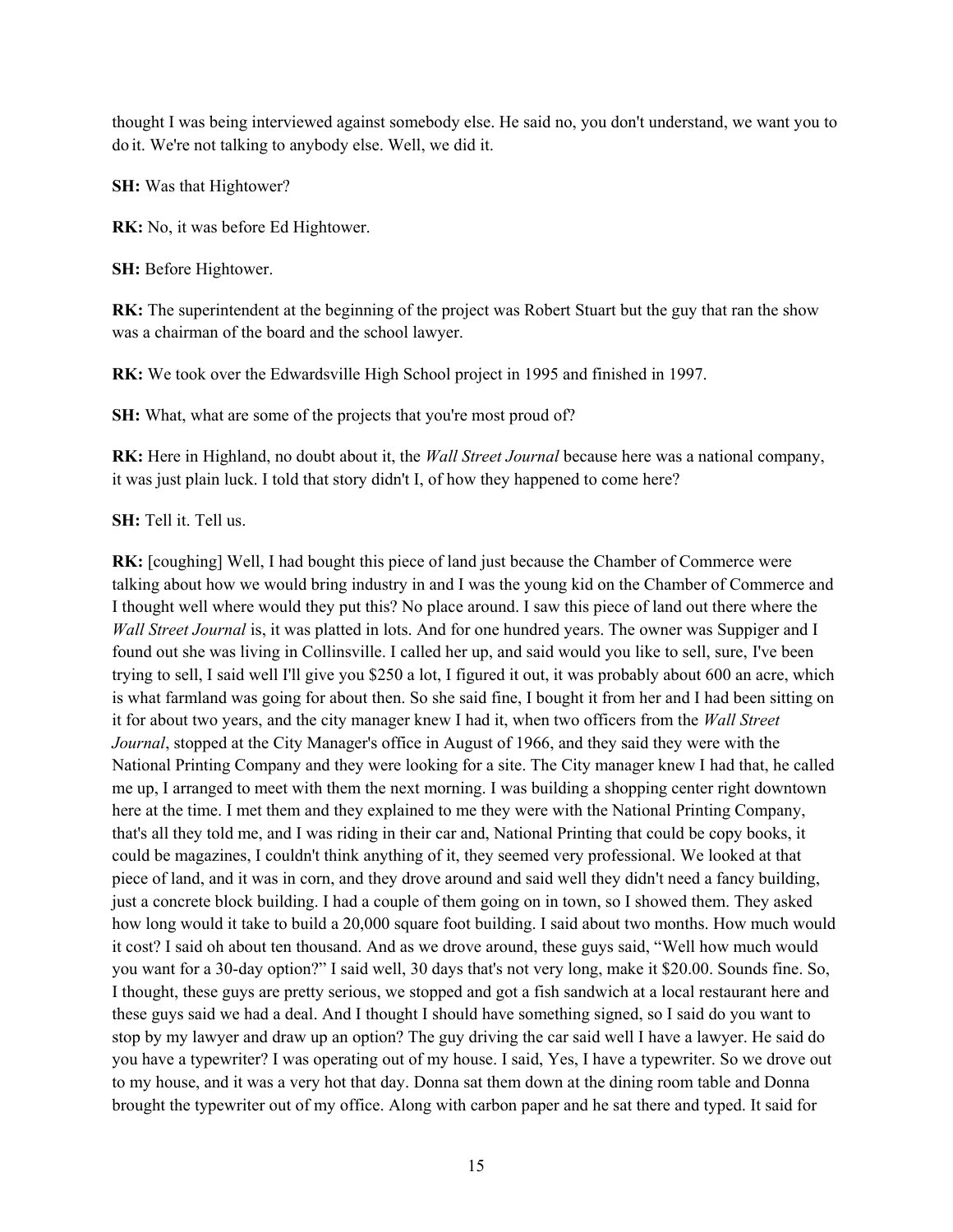thought I was being interviewed against somebody else. He said no, you don't understand, we want you to do it. We're not talking to anybody else. Well, we did it.

**SH:** Was that Hightower?

**RK:** No, it was before Ed Hightower.

**SH:** Before Hightower.

**RK:** The superintendent at the beginning of the project was Robert Stuart but the guy that ran the show was a chairman of the board and the school lawyer.

**RK:** We took over the Edwardsville High School project in 1995 and finished in 1997.

**SH:** What, what are some of the projects that you're most proud of?

**RK:** Here in Highland, no doubt about it, the *Wall Street Journal* because here was a national company, it was just plain luck. I told that story didn't I, of how they happened to come here?

**SH:** Tell it. Tell us.

**RK:** [coughing] Well, I had bought this piece of land just because the Chamber of Commerce were talking about how we would bring industry in and I was the young kid on the Chamber of Commerce and I thought well where would they put this? No place around. I saw this piece of land out there where the *Wall Street Journal* is, it was platted in lots. And for one hundred years. The owner was Suppiger and I found out she was living in Collinsville. I called her up, and said would you like to sell, sure, I've been trying to sell, I said well I'll give you $250 a lot, I figured it out, it was probably about 600 an acre, which is what farmland was going for about then. So she said fine, I bought it from her and I had been sitting on it for about two years, and the city manager knew I had it, when two officers from the *Wall Street Journal*, stopped at the City Manager's office in August of 1966, and they said they were with the National Printing Company and they were looking for a site. The City manager knew I had that, he called me up, I arranged to meet with them the next morning. I was building a shopping center right downtown here at the time. I met them and they explained to me they were with the National Printing Company, that's all they told me, and I was riding in their car and, National Printing that could be copy books, it could be magazines, I couldn't think anything of it, they seemed very professional. We looked at that piece of land, and it was in corn, and they drove around and said well they didn't need a fancy building, just a concrete block building. I had a couple of them going on in town, so I showed them. They asked how long would it take to build a 20,000 square foot building. I said about two months. How much would it cost? I said oh about ten thousand. And as we drove around, these guys said, "Well how much would you want for a 30-day option?" I said well, 30 days that's not very long, make it $20.00. Sounds fine. So, I thought, these guys are pretty serious, we stopped and got a fish sandwich at a local restaurant here and these guys said we had a deal. And I thought I should have something signed, so I said do you want to stop by my lawyer and draw up an option? The guy driving the car said well I have a lawyer. He said do you have a typewriter? I was operating out of my house. I said, Yes, I have a typewriter. So we drove out to my house, and it was a very hot that day. Donna sat them down at the dining room table and Donna brought the typewriter out of my office. Along with carbon paper and he sat there and typed. It said for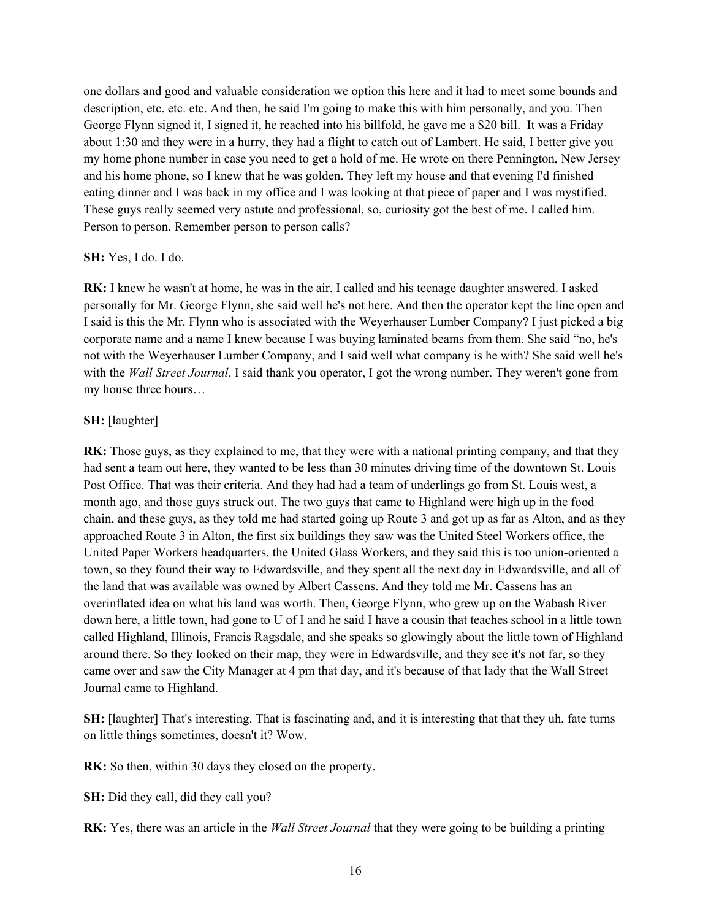one dollars and good and valuable consideration we option this here and it had to meet some bounds and description, etc. etc. etc. And then, he said I'm going to make this with him personally, and you. Then George Flynn signed it, I signed it, he reached into his billfold, he gave me a $20 bill. It was a Friday about 1:30 and they were in a hurry, they had a flight to catch out of Lambert. He said, I better give you my home phone number in case you need to get a hold of me. He wrote on there Pennington, New Jersey and his home phone, so I knew that he was golden. They left my house and that evening I'd finished eating dinner and I was back in my office and I was looking at that piece of paper and I was mystified. These guys really seemed very astute and professional, so, curiosity got the best of me. I called him. Person to person. Remember person to person calls?

**SH:** Yes, I do. I do.

**RK:** I knew he wasn't at home, he was in the air. I called and his teenage daughter answered. I asked personally for Mr. George Flynn, she said well he's not here. And then the operator kept the line open and I said is this the Mr. Flynn who is associated with the Weyerhauser Lumber Company? I just picked a big corporate name and a name I knew because I was buying laminated beams from them. She said "no, he's not with the Weyerhauser Lumber Company, and I said well what company is he with? She said well he's with the *Wall Street Journal*. I said thank you operator, I got the wrong number. They weren't gone from my house three hours…

**SH:** [laughter]

**RK:** Those guys, as they explained to me, that they were with a national printing company, and that they had sent a team out here, they wanted to be less than 30 minutes driving time of the downtown St. Louis Post Office. That was their criteria. And they had had a team of underlings go from St. Louis west, a month ago, and those guys struck out. The two guys that came to Highland were high up in the food chain, and these guys, as they told me had started going up Route 3 and got up as far as Alton, and as they approached Route 3 in Alton, the first six buildings they saw was the United Steel Workers office, the United Paper Workers headquarters, the United Glass Workers, and they said this is too union-oriented a town, so they found their way to Edwardsville, and they spent all the next day in Edwardsville, and all of the land that was available was owned by Albert Cassens. And they told me Mr. Cassens has an overinflated idea on what his land was worth. Then, George Flynn, who grew up on the Wabash River down here, a little town, had gone to U of I and he said I have a cousin that teaches school in a little town called Highland, Illinois, Francis Ragsdale, and she speaks so glowingly about the little town of Highland around there. So they looked on their map, they were in Edwardsville, and they see it's not far, so they came over and saw the City Manager at 4 pm that day, and it's because of that lady that the Wall Street Journal came to Highland.

**SH:** [laughter] That's interesting. That is fascinating and, and it is interesting that that they uh, fate turns on little things sometimes, doesn't it? Wow.

**RK:** So then, within 30 days they closed on the property.

**SH:** Did they call, did they call you?

**RK:** Yes, there was an article in the *Wall Street Journal* that they were going to be building a printing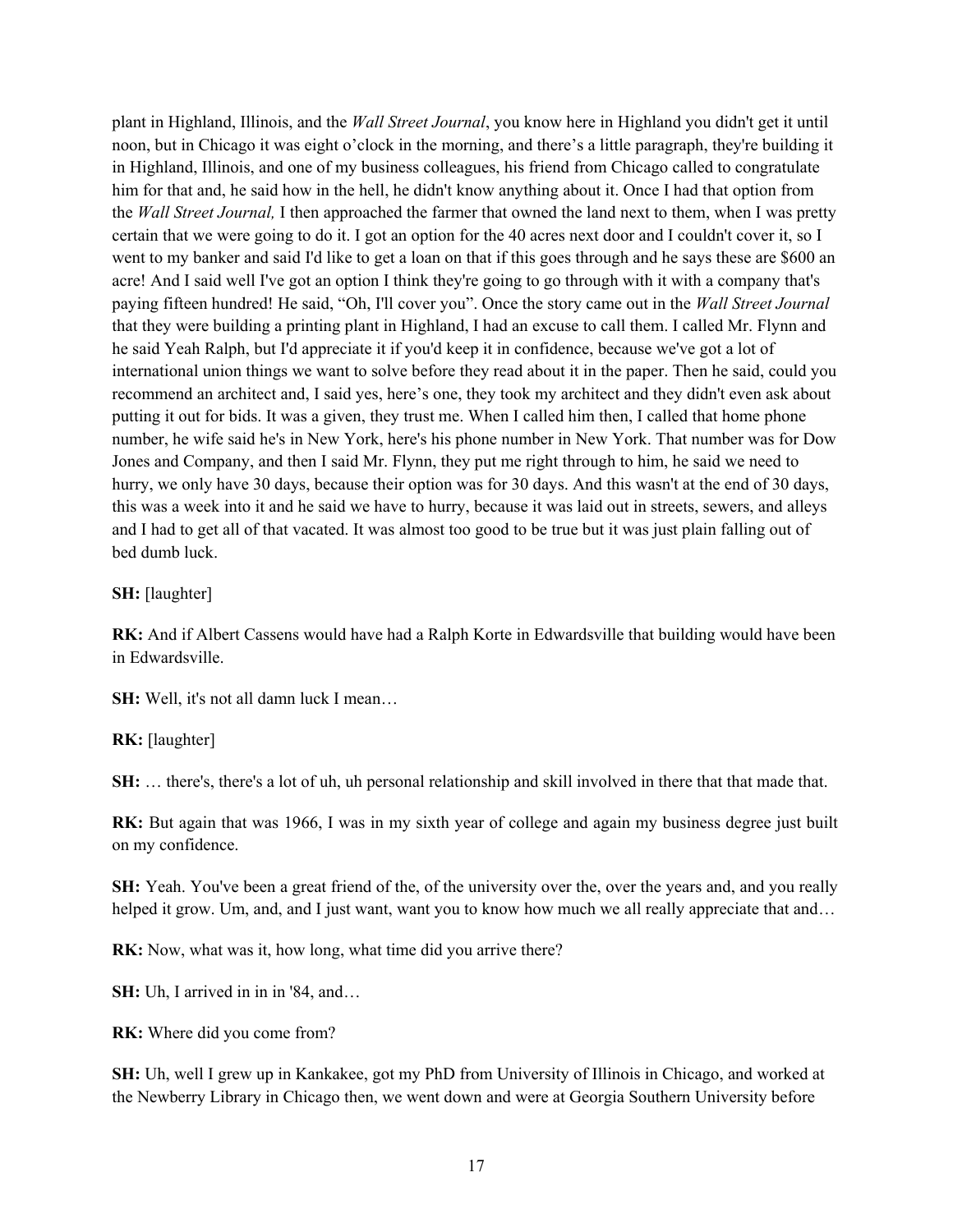plant in Highland, Illinois, and the *Wall Street Journal*, you know here in Highland you didn't get it until noon, but in Chicago it was eight o'clock in the morning, and there's a little paragraph, they're building it in Highland, Illinois, and one of my business colleagues, his friend from Chicago called to congratulate him for that and, he said how in the hell, he didn't know anything about it. Once I had that option from the *Wall Street Journal,* I then approached the farmer that owned the land next to them, when I was pretty certain that we were going to do it. I got an option for the 40 acres next door and I couldn't cover it, so I went to my banker and said I'd like to get a loan on that if this goes through and he says these are $600 an acre! And I said well I've got an option I think they're going to go through with it with a company that's paying fifteen hundred! He said, "Oh, I'll cover you". Once the story came out in the *Wall Street Journal* that they were building a printing plant in Highland, I had an excuse to call them. I called Mr. Flynn and he said Yeah Ralph, but I'd appreciate it if you'd keep it in confidence, because we've got a lot of international union things we want to solve before they read about it in the paper. Then he said, could you recommend an architect and, I said yes, here's one, they took my architect and they didn't even ask about putting it out for bids. It was a given, they trust me. When I called him then, I called that home phone number, he wife said he's in New York, here's his phone number in New York. That number was for Dow Jones and Company, and then I said Mr. Flynn, they put me right through to him, he said we need to hurry, we only have 30 days, because their option was for 30 days. And this wasn't at the end of 30 days, this was a week into it and he said we have to hurry, because it was laid out in streets, sewers, and alleys and I had to get all of that vacated. It was almost too good to be true but it was just plain falling out of bed dumb luck.

**SH:** [laughter]

**RK:** And if Albert Cassens would have had a Ralph Korte in Edwardsville that building would have been in Edwardsville.

**SH:** Well, it's not all damn luck I mean…

**RK:** [laughter]

**SH:** … there's, there's a lot of uh, uh personal relationship and skill involved in there that that made that.

**RK:** But again that was 1966, I was in my sixth year of college and again my business degree just built on my confidence.

**SH:** Yeah. You've been a great friend of the, of the university over the, over the years and, and you really helped it grow. Um, and, and I just want, want you to know how much we all really appreciate that and…

**RK:** Now, what was it, how long, what time did you arrive there?

**SH:** Uh, I arrived in in in '84, and…

**RK:** Where did you come from?

**SH:** Uh, well I grew up in Kankakee, got my PhD from University of Illinois in Chicago, and worked at the Newberry Library in Chicago then, we went down and were at Georgia Southern University before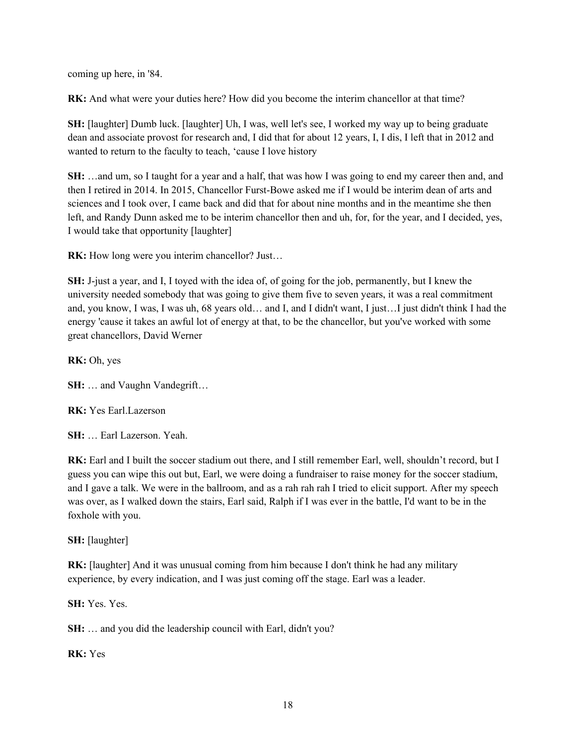coming up here, in '84.

**RK:** And what were your duties here? How did you become the interim chancellor at that time?

**SH:** [laughter] Dumb luck. [laughter] Uh, I was, well let's see, I worked my way up to being graduate dean and associate provost for research and, I did that for about 12 years, I, I dis, I left that in 2012 and wanted to return to the faculty to teach, 'cause I love history

**SH:** …and um, so I taught for a year and a half, that was how I was going to end my career then and, and then I retired in 2014. In 2015, Chancellor Furst-Bowe asked me if I would be interim dean of arts and sciences and I took over, I came back and did that for about nine months and in the meantime she then left, and Randy Dunn asked me to be interim chancellor then and uh, for, for the year, and I decided, yes, I would take that opportunity [laughter]

**RK:** How long were you interim chancellor? Just…

**SH:** J-just a year, and I, I toyed with the idea of, of going for the job, permanently, but I knew the university needed somebody that was going to give them five to seven years, it was a real commitment and, you know, I was, I was uh, 68 years old… and I, and I didn't want, I just…I just didn't think I had the energy 'cause it takes an awful lot of energy at that, to be the chancellor, but you've worked with some great chancellors, David Werner

**RK:** Oh, yes

**SH:** … and Vaughn Vandegrift…

**RK:** Yes Earl.Lazerson

**SH:** … Earl Lazerson. Yeah.

**RK:** Earl and I built the soccer stadium out there, and I still remember Earl, well, shouldn't record, but I guess you can wipe this out but, Earl, we were doing a fundraiser to raise money for the soccer stadium, and I gave a talk. We were in the ballroom, and as a rah rah rah I tried to elicit support. After my speech was over, as I walked down the stairs, Earl said, Ralph if I was ever in the battle, I'd want to be in the foxhole with you.

**SH:** [laughter]

**RK:** [laughter] And it was unusual coming from him because I don't think he had any military experience, by every indication, and I was just coming off the stage. Earl was a leader.

**SH:** Yes. Yes.

**SH:** … and you did the leadership council with Earl, didn't you?

**RK:** Yes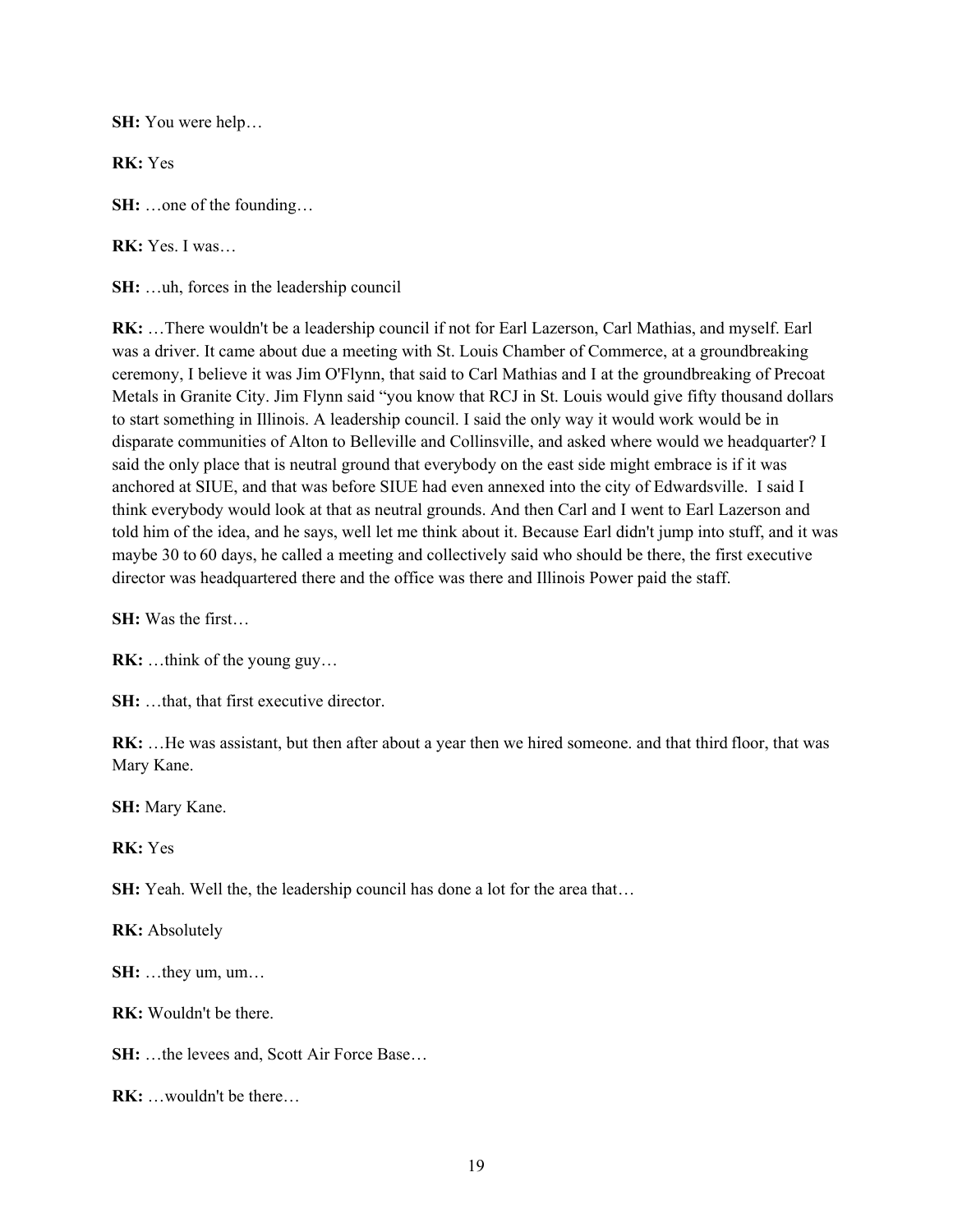**SH:** You were help…

**RK:** Yes

**SH:** …one of the founding…

**RK:** Yes. I was…

**SH:** …uh, forces in the leadership council

**RK:** …There wouldn't be a leadership council if not for Earl Lazerson, Carl Mathias, and myself. Earl was a driver. It came about due a meeting with St. Louis Chamber of Commerce, at a groundbreaking ceremony, I believe it was Jim O'Flynn, that said to Carl Mathias and I at the groundbreaking of Precoat Metals in Granite City. Jim Flynn said "you know that RCJ in St. Louis would give fifty thousand dollars to start something in Illinois. A leadership council. I said the only way it would work would be in disparate communities of Alton to Belleville and Collinsville, and asked where would we headquarter? I said the only place that is neutral ground that everybody on the east side might embrace is if it was anchored at SIUE, and that was before SIUE had even annexed into the city of Edwardsville. I said I think everybody would look at that as neutral grounds. And then Carl and I went to Earl Lazerson and told him of the idea, and he says, well let me think about it. Because Earl didn't jump into stuff, and it was maybe 30 to 60 days, he called a meeting and collectively said who should be there, the first executive director was headquartered there and the office was there and Illinois Power paid the staff.

**SH:** Was the first…

**RK:** …think of the young guy…

**SH:** …that, that first executive director.

**RK:** …He was assistant, but then after about a year then we hired someone. and that third floor, that was Mary Kane.

**SH:** Mary Kane.

**RK:** Yes

**SH:** Yeah. Well the, the leadership council has done a lot for the area that…

**RK:** Absolutely

**SH:** …they um, um…

**RK:** Wouldn't be there.

**SH:** …the levees and, Scott Air Force Base…

**RK:** …wouldn't be there…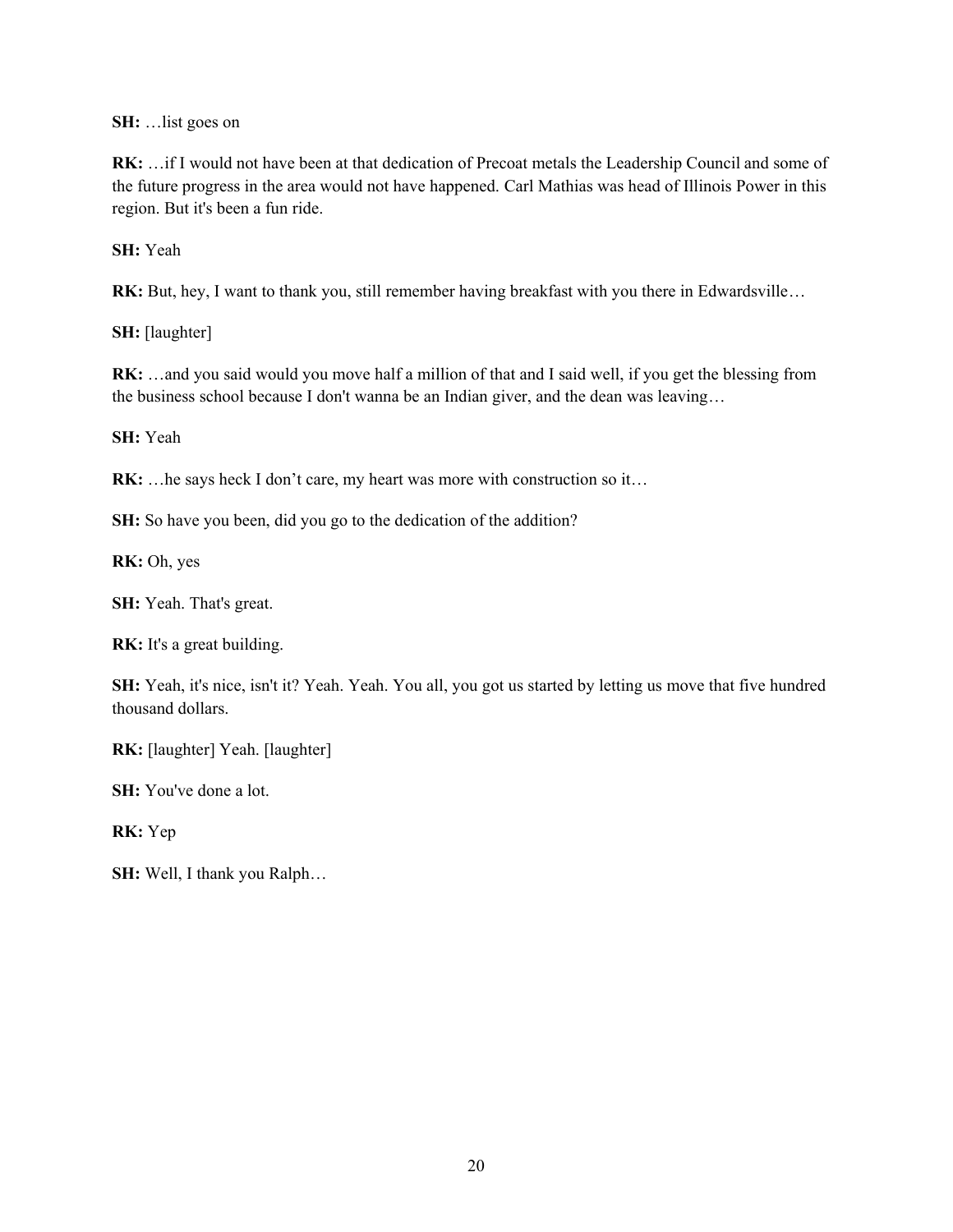**SH:** …list goes on

**RK:** …if I would not have been at that dedication of Precoat metals the Leadership Council and some of the future progress in the area would not have happened. Carl Mathias was head of Illinois Power in this region. But it's been a fun ride.

**SH:** Yeah

**RK:** But, hey, I want to thank you, still remember having breakfast with you there in Edwardsville…

**SH:** [laughter]

**RK:** …and you said would you move half a million of that and I said well, if you get the blessing from the business school because I don't wanna be an Indian giver, and the dean was leaving…

**SH:** Yeah

**RK:** …he says heck I don't care, my heart was more with construction so it…

**SH:** So have you been, did you go to the dedication of the addition?

**RK:** Oh, yes

**SH:** Yeah. That's great.

**RK:** It's a great building.

**SH:** Yeah, it's nice, isn't it? Yeah. Yeah. You all, you got us started by letting us move that five hundred thousand dollars.

**RK:** [laughter] Yeah. [laughter]

**SH:** You've done a lot.

**RK:** Yep

**SH:** Well, I thank you Ralph…